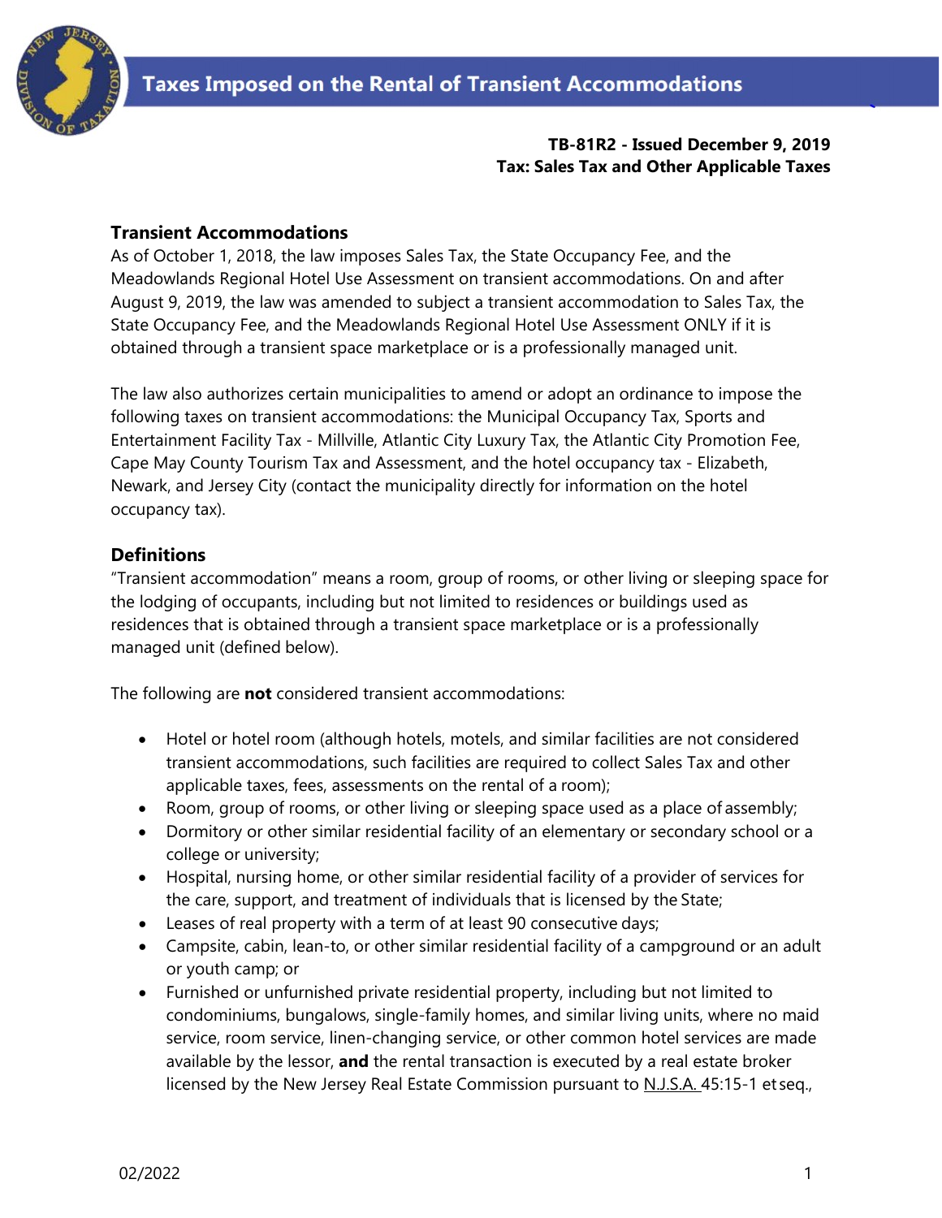# Taxes Imposed on the Rental of Transient Accommodations

**TB-81R2 - Issued December 9, 2019**
**Tax: Sales Tax and Other Applicable Taxes**

## Transient Accommodations

As of October 1, 2018, the law imposes Sales Tax, the State Occupancy Fee, and the Meadowlands Regional Hotel Use Assessment on transient accommodations. On and after August 9, 2019, the law was amended to subject a transient accommodation to Sales Tax, the State Occupancy Fee, and the Meadowlands Regional Hotel Use Assessment ONLY if it is obtained through a transient space marketplace or is a professionally managed unit.

The law also authorizes certain municipalities to amend or adopt an ordinance to impose the following taxes on transient accommodations: the Municipal Occupancy Tax, Sports and Entertainment Facility Tax - Millville, Atlantic City Luxury Tax, the Atlantic City Promotion Fee, Cape May County Tourism Tax and Assessment, and the hotel occupancy tax - Elizabeth, Newark, and Jersey City (contact the municipality directly for information on the hotel occupancy tax).

## Definitions

"Transient accommodation" means a room, group of rooms, or other living or sleeping space for the lodging of occupants, including but not limited to residences or buildings used as residences that is obtained through a transient space marketplace or is a professionally managed unit (defined below).

The following are **not** considered transient accommodations:

- Hotel or hotel room (although hotels, motels, and similar facilities are not considered transient accommodations, such facilities are required to collect Sales Tax and other applicable taxes, fees, assessments on the rental of a room);
- Room, group of rooms, or other living or sleeping space used as a place of assembly;
- Dormitory or other similar residential facility of an elementary or secondary school or a college or university;
- Hospital, nursing home, or other similar residential facility of a provider of services for the care, support, and treatment of individuals that is licensed by the State;
- Leases of real property with a term of at least 90 consecutive days;
- Campsite, cabin, lean-to, or other similar residential facility of a campground or an adult or youth camp; or
- Furnished or unfurnished private residential property, including but not limited to condominiums, bungalows, single-family homes, and similar living units, where no maid service, room service, linen-changing service, or other common hotel services are made available by the lessor, **and** the rental transaction is executed by a real estate broker licensed by the New Jersey Real Estate Commission pursuant to N.J.S.A. 45:15-1 et seq.,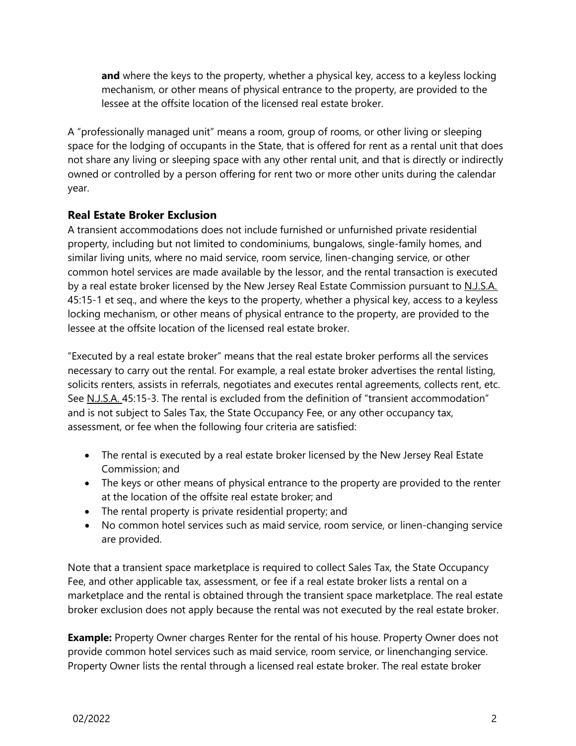**and** where the keys to the property, whether a physical key, access to a keyless locking mechanism, or other means of physical entrance to the property, are provided to the lessee at the offsite location of the licensed real estate broker.

A "professionally managed unit" means a room, group of rooms, or other living or sleeping space for the lodging of occupants in the State, that is offered for rent as a rental unit that does not share any living or sleeping space with any other rental unit, and that is directly or indirectly owned or controlled by a person offering for rent two or more other units during the calendar year.

### Real Estate Broker Exclusion

A transient accommodations does not include furnished or unfurnished private residential property, including but not limited to condominiums, bungalows, single-family homes, and similar living units, where no maid service, room service, linen-changing service, or other common hotel services are made available by the lessor, and the rental transaction is executed by a real estate broker licensed by the New Jersey Real Estate Commission pursuant to N.J.S.A. 45:15-1 et seq., and where the keys to the property, whether a physical key, access to a keyless locking mechanism, or other means of physical entrance to the property, are provided to the lessee at the offsite location of the licensed real estate broker.

"Executed by a real estate broker" means that the real estate broker performs all the services necessary to carry out the rental. For example, a real estate broker advertises the rental listing, solicits renters, assists in referrals, negotiates and executes rental agreements, collects rent, etc. See N.J.S.A. 45:15-3. The rental is excluded from the definition of "transient accommodation" and is not subject to Sales Tax, the State Occupancy Fee, or any other occupancy tax, assessment, or fee when the following four criteria are satisfied:

- The rental is executed by a real estate broker licensed by the New Jersey Real Estate Commission; and
- The keys or other means of physical entrance to the property are provided to the renter at the location of the offsite real estate broker; and
- The rental property is private residential property; and
- No common hotel services such as maid service, room service, or linen-changing service are provided.

Note that a transient space marketplace is required to collect Sales Tax, the State Occupancy Fee, and other applicable tax, assessment, or fee if a real estate broker lists a rental on a marketplace and the rental is obtained through the transient space marketplace. The real estate broker exclusion does not apply because the rental was not executed by the real estate broker.

**Example:** Property Owner charges Renter for the rental of his house. Property Owner does not provide common hotel services such as maid service, room service, or linenchanging service. Property Owner lists the rental through a licensed real estate broker. The real estate broker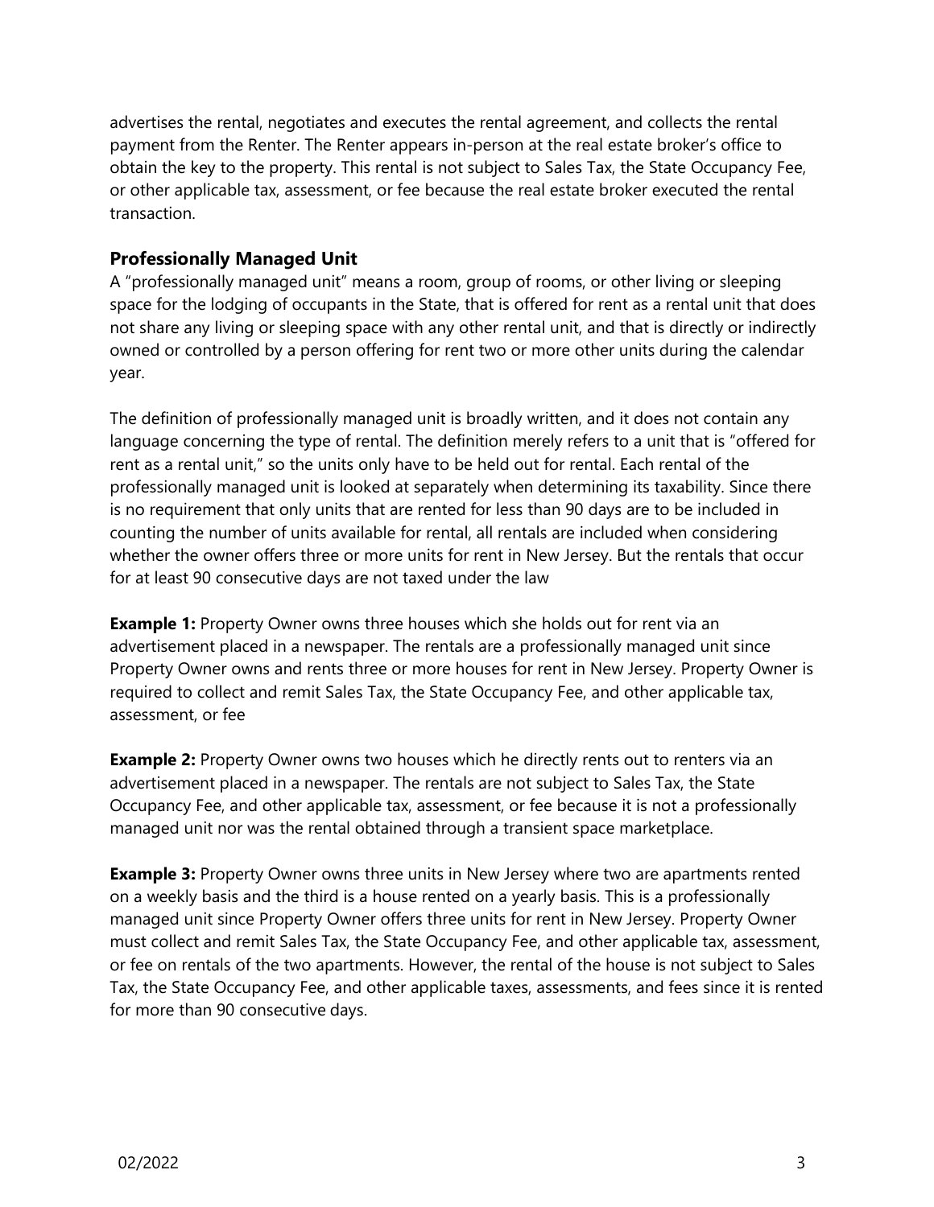advertises the rental, negotiates and executes the rental agreement, and collects the rental payment from the Renter. The Renter appears in-person at the real estate broker's office to obtain the key to the property. This rental is not subject to Sales Tax, the State Occupancy Fee, or other applicable tax, assessment, or fee because the real estate broker executed the rental transaction.

### Professionally Managed Unit

A "professionally managed unit" means a room, group of rooms, or other living or sleeping space for the lodging of occupants in the State, that is offered for rent as a rental unit that does not share any living or sleeping space with any other rental unit, and that is directly or indirectly owned or controlled by a person offering for rent two or more other units during the calendar year.

The definition of professionally managed unit is broadly written, and it does not contain any language concerning the type of rental. The definition merely refers to a unit that is "offered for rent as a rental unit," so the units only have to be held out for rental. Each rental of the professionally managed unit is looked at separately when determining its taxability. Since there is no requirement that only units that are rented for less than 90 days are to be included in counting the number of units available for rental, all rentals are included when considering whether the owner offers three or more units for rent in New Jersey. But the rentals that occur for at least 90 consecutive days are not taxed under the law

**Example 1:** Property Owner owns three houses which she holds out for rent via an advertisement placed in a newspaper. The rentals are a professionally managed unit since Property Owner owns and rents three or more houses for rent in New Jersey. Property Owner is required to collect and remit Sales Tax, the State Occupancy Fee, and other applicable tax, assessment, or fee

**Example 2:** Property Owner owns two houses which he directly rents out to renters via an advertisement placed in a newspaper. The rentals are not subject to Sales Tax, the State Occupancy Fee, and other applicable tax, assessment, or fee because it is not a professionally managed unit nor was the rental obtained through a transient space marketplace.

**Example 3:** Property Owner owns three units in New Jersey where two are apartments rented on a weekly basis and the third is a house rented on a yearly basis. This is a professionally managed unit since Property Owner offers three units for rent in New Jersey. Property Owner must collect and remit Sales Tax, the State Occupancy Fee, and other applicable tax, assessment, or fee on rentals of the two apartments. However, the rental of the house is not subject to Sales Tax, the State Occupancy Fee, and other applicable taxes, assessments, and fees since it is rented for more than 90 consecutive days.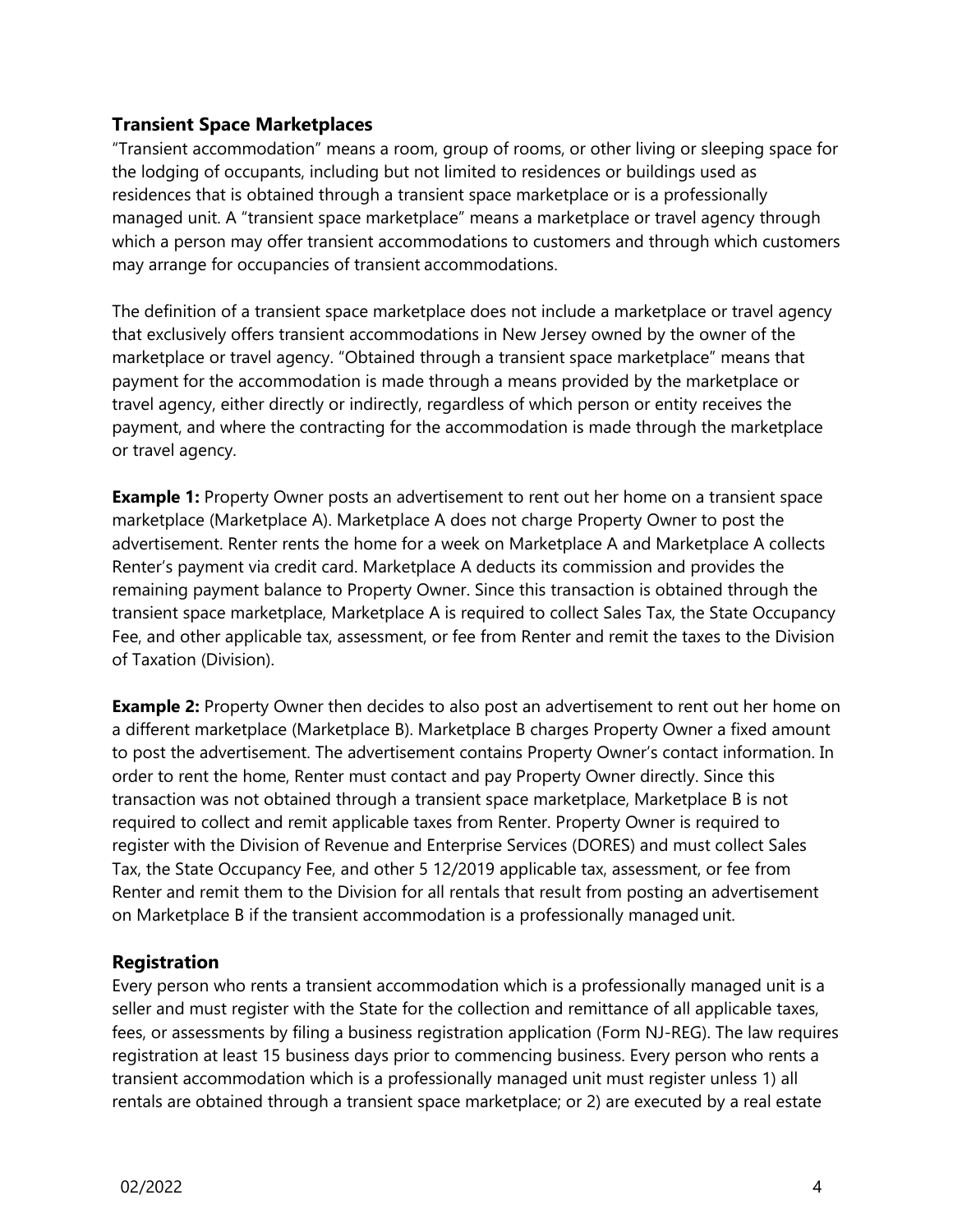## Transient Space Marketplaces

"Transient accommodation" means a room, group of rooms, or other living or sleeping space for the lodging of occupants, including but not limited to residences or buildings used as residences that is obtained through a transient space marketplace or is a professionally managed unit. A "transient space marketplace" means a marketplace or travel agency through which a person may offer transient accommodations to customers and through which customers may arrange for occupancies of transient accommodations.

The definition of a transient space marketplace does not include a marketplace or travel agency that exclusively offers transient accommodations in New Jersey owned by the owner of the marketplace or travel agency. "Obtained through a transient space marketplace" means that payment for the accommodation is made through a means provided by the marketplace or travel agency, either directly or indirectly, regardless of which person or entity receives the payment, and where the contracting for the accommodation is made through the marketplace or travel agency.

**Example 1:** Property Owner posts an advertisement to rent out her home on a transient space marketplace (Marketplace A). Marketplace A does not charge Property Owner to post the advertisement. Renter rents the home for a week on Marketplace A and Marketplace A collects Renter's payment via credit card. Marketplace A deducts its commission and provides the remaining payment balance to Property Owner. Since this transaction is obtained through the transient space marketplace, Marketplace A is required to collect Sales Tax, the State Occupancy Fee, and other applicable tax, assessment, or fee from Renter and remit the taxes to the Division of Taxation (Division).

**Example 2:** Property Owner then decides to also post an advertisement to rent out her home on a different marketplace (Marketplace B). Marketplace B charges Property Owner a fixed amount to post the advertisement. The advertisement contains Property Owner's contact information. In order to rent the home, Renter must contact and pay Property Owner directly. Since this transaction was not obtained through a transient space marketplace, Marketplace B is not required to collect and remit applicable taxes from Renter. Property Owner is required to register with the Division of Revenue and Enterprise Services (DORES) and must collect Sales Tax, the State Occupancy Fee, and other 5 12/2019 applicable tax, assessment, or fee from Renter and remit them to the Division for all rentals that result from posting an advertisement on Marketplace B if the transient accommodation is a professionally managed unit.

## Registration

Every person who rents a transient accommodation which is a professionally managed unit is a seller and must register with the State for the collection and remittance of all applicable taxes, fees, or assessments by filing a business registration application (Form NJ-REG). The law requires registration at least 15 business days prior to commencing business. Every person who rents a transient accommodation which is a professionally managed unit must register unless 1) all rentals are obtained through a transient space marketplace; or 2) are executed by a real estate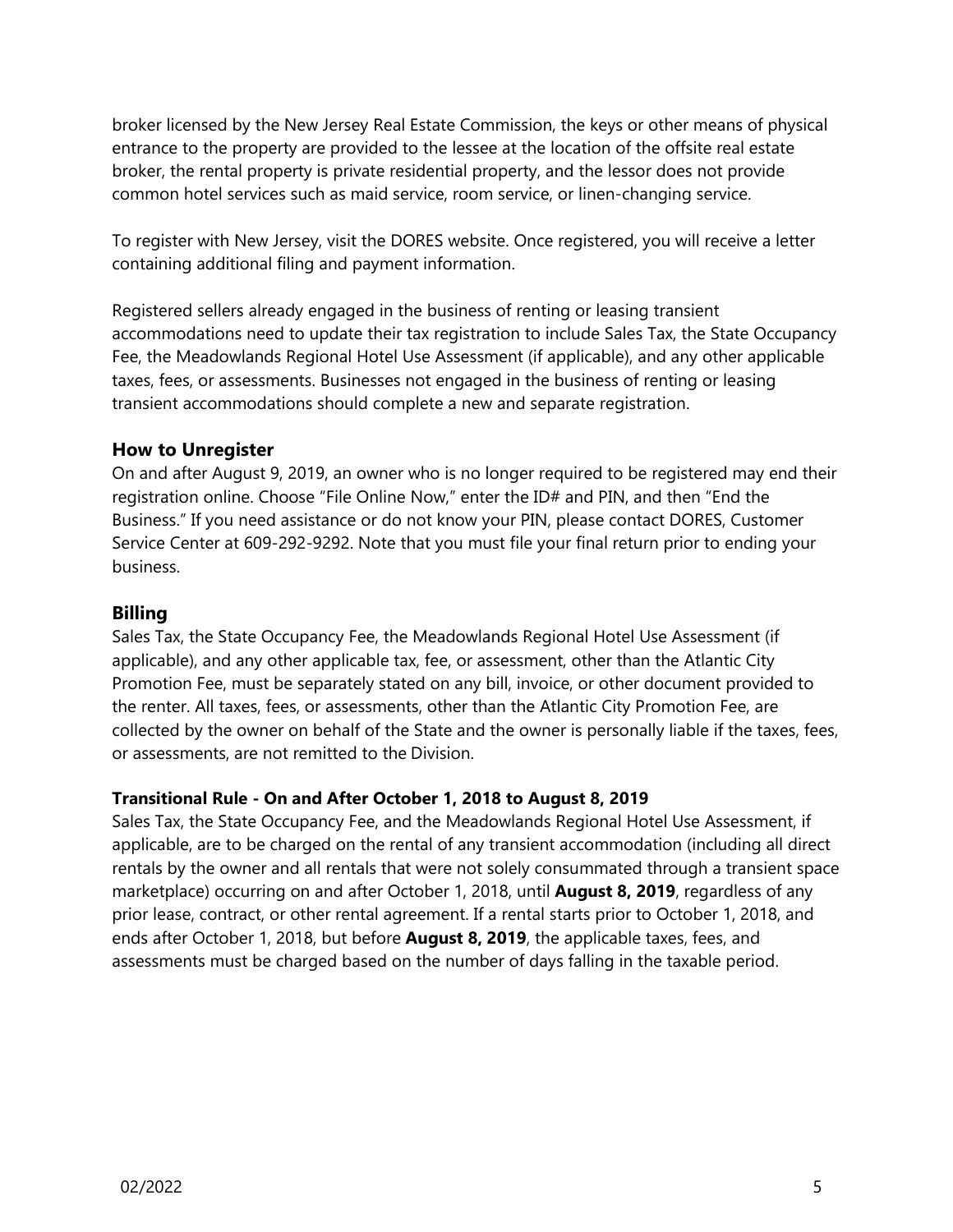broker licensed by the New Jersey Real Estate Commission, the keys or other means of physical entrance to the property are provided to the lessee at the location of the offsite real estate broker, the rental property is private residential property, and the lessor does not provide common hotel services such as maid service, room service, or linen-changing service.

To register with New Jersey, visit the DORES website. Once registered, you will receive a letter containing additional filing and payment information.

Registered sellers already engaged in the business of renting or leasing transient accommodations need to update their tax registration to include Sales Tax, the State Occupancy Fee, the Meadowlands Regional Hotel Use Assessment (if applicable), and any other applicable taxes, fees, or assessments. Businesses not engaged in the business of renting or leasing transient accommodations should complete a new and separate registration.

## How to Unregister

On and after August 9, 2019, an owner who is no longer required to be registered may end their registration online. Choose "File Online Now," enter the ID# and PIN, and then "End the Business." If you need assistance or do not know your PIN, please contact DORES, Customer Service Center at 609-292-9292. Note that you must file your final return prior to ending your business.

## Billing

Sales Tax, the State Occupancy Fee, the Meadowlands Regional Hotel Use Assessment (if applicable), and any other applicable tax, fee, or assessment, other than the Atlantic City Promotion Fee, must be separately stated on any bill, invoice, or other document provided to the renter. All taxes, fees, or assessments, other than the Atlantic City Promotion Fee, are collected by the owner on behalf of the State and the owner is personally liable if the taxes, fees, or assessments, are not remitted to the Division.

### Transitional Rule - On and After October 1, 2018 to August 8, 2019

Sales Tax, the State Occupancy Fee, and the Meadowlands Regional Hotel Use Assessment, if applicable, are to be charged on the rental of any transient accommodation (including all direct rentals by the owner and all rentals that were not solely consummated through a transient space marketplace) occurring on and after October 1, 2018, until **August 8, 2019**, regardless of any prior lease, contract, or other rental agreement. If a rental starts prior to October 1, 2018, and ends after October 1, 2018, but before **August 8, 2019**, the applicable taxes, fees, and assessments must be charged based on the number of days falling in the taxable period.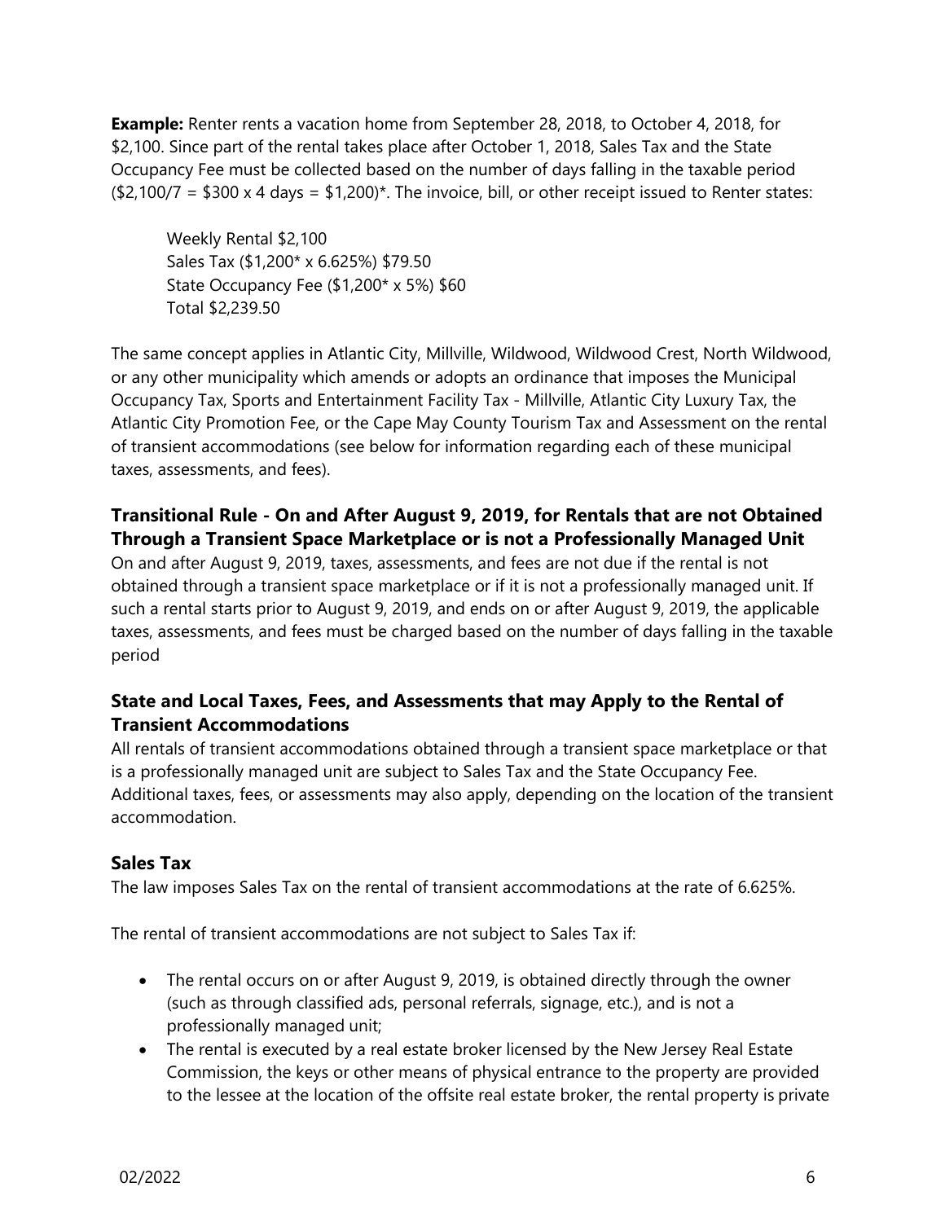**Example:** Renter rents a vacation home from September 28, 2018, to October 4, 2018, for $2,100. Since part of the rental takes place after October 1, 2018, Sales Tax and the State Occupancy Fee must be collected based on the number of days falling in the taxable period ($2,100/7 = $300 x 4 days = $1,200)*. The invoice, bill, or other receipt issued to Renter states:

> Weekly Rental $2,100
> Sales Tax ($1,200* x 6.625%) $79.50
> State Occupancy Fee ($1,200* x 5%) $60
> Total $2,239.50

The same concept applies in Atlantic City, Millville, Wildwood, Wildwood Crest, North Wildwood, or any other municipality which amends or adopts an ordinance that imposes the Municipal Occupancy Tax, Sports and Entertainment Facility Tax - Millville, Atlantic City Luxury Tax, the Atlantic City Promotion Fee, or the Cape May County Tourism Tax and Assessment on the rental of transient accommodations (see below for information regarding each of these municipal taxes, assessments, and fees).

### Transitional Rule - On and After August 9, 2019, for Rentals that are not Obtained Through a Transient Space Marketplace or is not a Professionally Managed Unit

On and after August 9, 2019, taxes, assessments, and fees are not due if the rental is not obtained through a transient space marketplace or if it is not a professionally managed unit. If such a rental starts prior to August 9, 2019, and ends on or after August 9, 2019, the applicable taxes, assessments, and fees must be charged based on the number of days falling in the taxable period

### State and Local Taxes, Fees, and Assessments that may Apply to the Rental of Transient Accommodations

All rentals of transient accommodations obtained through a transient space marketplace or that is a professionally managed unit are subject to Sales Tax and the State Occupancy Fee. Additional taxes, fees, or assessments may also apply, depending on the location of the transient accommodation.

### Sales Tax

The law imposes Sales Tax on the rental of transient accommodations at the rate of 6.625%.

The rental of transient accommodations are not subject to Sales Tax if:

- The rental occurs on or after August 9, 2019, is obtained directly through the owner (such as through classified ads, personal referrals, signage, etc.), and is not a professionally managed unit;
- The rental is executed by a real estate broker licensed by the New Jersey Real Estate Commission, the keys or other means of physical entrance to the property are provided to the lessee at the location of the offsite real estate broker, the rental property is private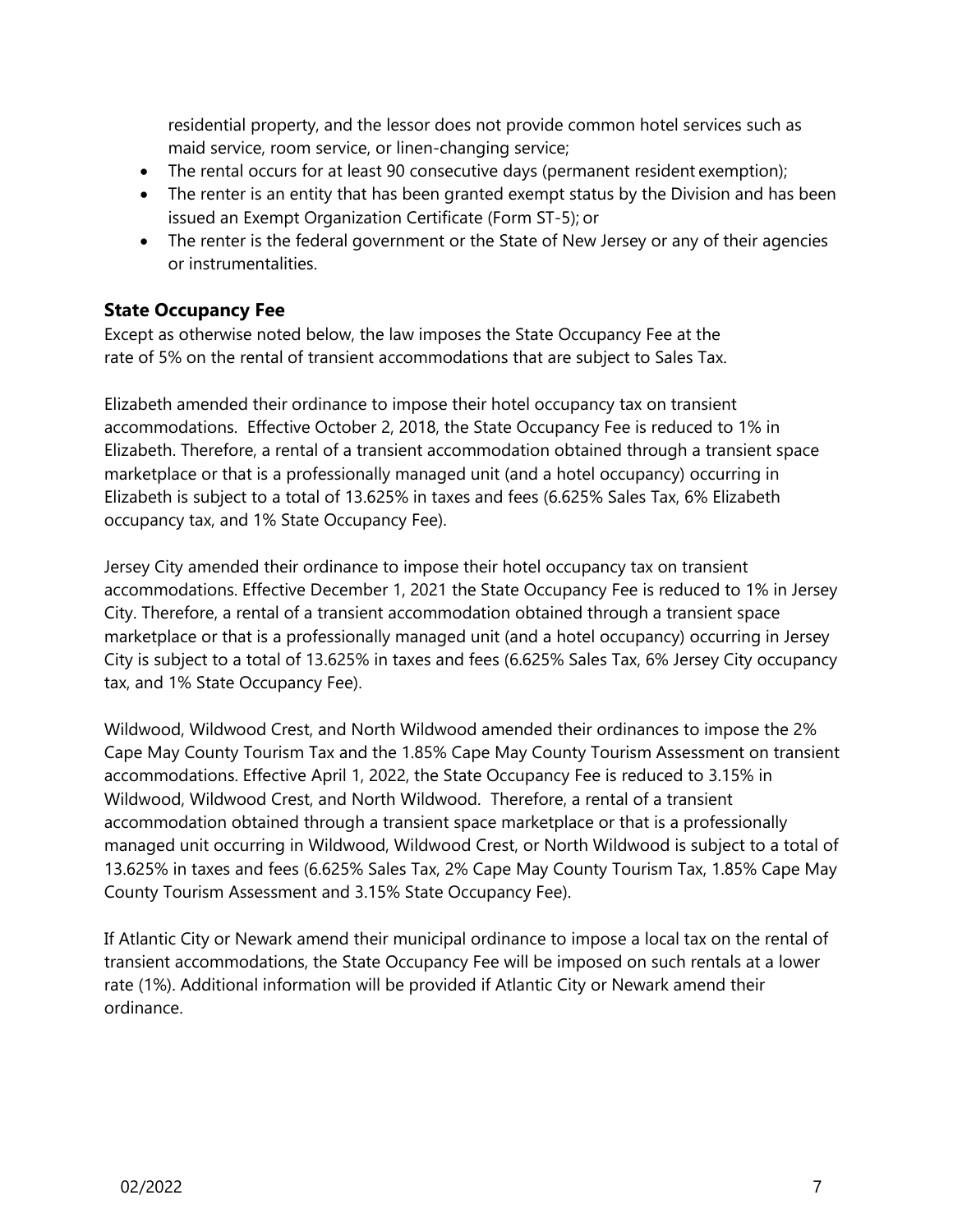residential property, and the lessor does not provide common hotel services such as maid service, room service, or linen-changing service;

- The rental occurs for at least 90 consecutive days (permanent resident exemption);
- The renter is an entity that has been granted exempt status by the Division and has been issued an Exempt Organization Certificate (Form ST-5); or
- The renter is the federal government or the State of New Jersey or any of their agencies or instrumentalities.

### State Occupancy Fee

Except as otherwise noted below, the law imposes the State Occupancy Fee at the rate of 5% on the rental of transient accommodations that are subject to Sales Tax.

Elizabeth amended their ordinance to impose their hotel occupancy tax on transient accommodations. Effective October 2, 2018, the State Occupancy Fee is reduced to 1% in Elizabeth. Therefore, a rental of a transient accommodation obtained through a transient space marketplace or that is a professionally managed unit (and a hotel occupancy) occurring in Elizabeth is subject to a total of 13.625% in taxes and fees (6.625% Sales Tax, 6% Elizabeth occupancy tax, and 1% State Occupancy Fee).

Jersey City amended their ordinance to impose their hotel occupancy tax on transient accommodations. Effective December 1, 2021 the State Occupancy Fee is reduced to 1% in Jersey City. Therefore, a rental of a transient accommodation obtained through a transient space marketplace or that is a professionally managed unit (and a hotel occupancy) occurring in Jersey City is subject to a total of 13.625% in taxes and fees (6.625% Sales Tax, 6% Jersey City occupancy tax, and 1% State Occupancy Fee).

Wildwood, Wildwood Crest, and North Wildwood amended their ordinances to impose the 2% Cape May County Tourism Tax and the 1.85% Cape May County Tourism Assessment on transient accommodations. Effective April 1, 2022, the State Occupancy Fee is reduced to 3.15% in Wildwood, Wildwood Crest, and North Wildwood. Therefore, a rental of a transient accommodation obtained through a transient space marketplace or that is a professionally managed unit occurring in Wildwood, Wildwood Crest, or North Wildwood is subject to a total of 13.625% in taxes and fees (6.625% Sales Tax, 2% Cape May County Tourism Tax, 1.85% Cape May County Tourism Assessment and 3.15% State Occupancy Fee).

If Atlantic City or Newark amend their municipal ordinance to impose a local tax on the rental of transient accommodations, the State Occupancy Fee will be imposed on such rentals at a lower rate (1%). Additional information will be provided if Atlantic City or Newark amend their ordinance.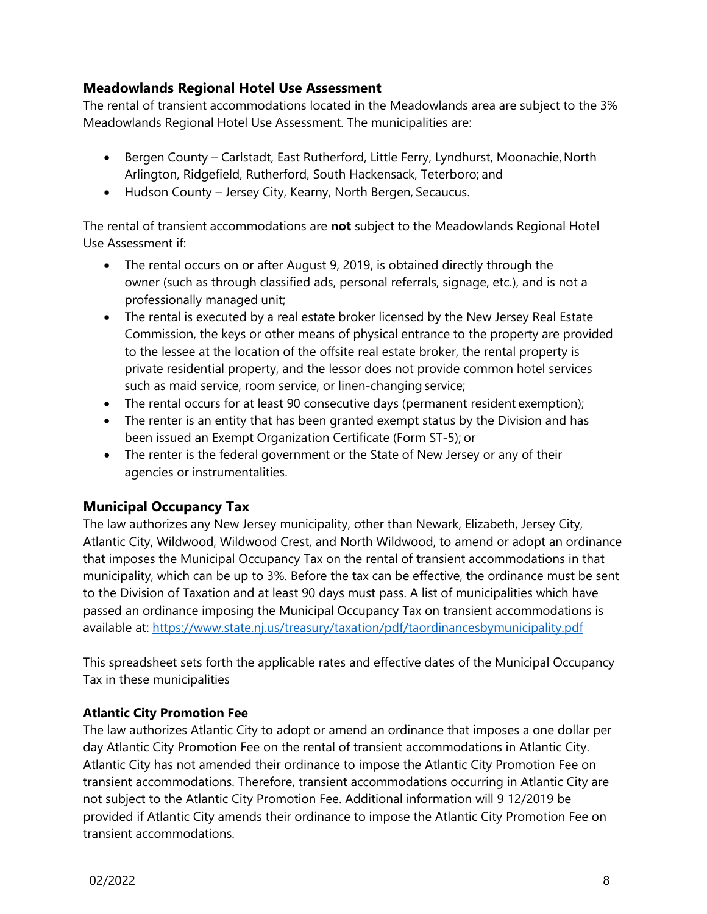### Meadowlands Regional Hotel Use Assessment

The rental of transient accommodations located in the Meadowlands area are subject to the 3% Meadowlands Regional Hotel Use Assessment. The municipalities are:

- Bergen County – Carlstadt, East Rutherford, Little Ferry, Lyndhurst, Moonachie, North Arlington, Ridgefield, Rutherford, South Hackensack, Teterboro; and
- Hudson County – Jersey City, Kearny, North Bergen, Secaucus.

The rental of transient accommodations are **not** subject to the Meadowlands Regional Hotel Use Assessment if:

- The rental occurs on or after August 9, 2019, is obtained directly through the owner (such as through classified ads, personal referrals, signage, etc.), and is not a professionally managed unit;
- The rental is executed by a real estate broker licensed by the New Jersey Real Estate Commission, the keys or other means of physical entrance to the property are provided to the lessee at the location of the offsite real estate broker, the rental property is private residential property, and the lessor does not provide common hotel services such as maid service, room service, or linen-changing service;
- The rental occurs for at least 90 consecutive days (permanent resident exemption);
- The renter is an entity that has been granted exempt status by the Division and has been issued an Exempt Organization Certificate (Form ST-5); or
- The renter is the federal government or the State of New Jersey or any of their agencies or instrumentalities.

### Municipal Occupancy Tax

The law authorizes any New Jersey municipality, other than Newark, Elizabeth, Jersey City, Atlantic City, Wildwood, Wildwood Crest, and North Wildwood, to amend or adopt an ordinance that imposes the Municipal Occupancy Tax on the rental of transient accommodations in that municipality, which can be up to 3%. Before the tax can be effective, the ordinance must be sent to the Division of Taxation and at least 90 days must pass. A list of municipalities which have passed an ordinance imposing the Municipal Occupancy Tax on transient accommodations is available at: https://www.state.nj.us/treasury/taxation/pdf/taordinancesbymunicipality.pdf

This spreadsheet sets forth the applicable rates and effective dates of the Municipal Occupancy Tax in these municipalities

#### Atlantic City Promotion Fee

The law authorizes Atlantic City to adopt or amend an ordinance that imposes a one dollar per day Atlantic City Promotion Fee on the rental of transient accommodations in Atlantic City. Atlantic City has not amended their ordinance to impose the Atlantic City Promotion Fee on transient accommodations. Therefore, transient accommodations occurring in Atlantic City are not subject to the Atlantic City Promotion Fee. Additional information will 9 12/2019 be provided if Atlantic City amends their ordinance to impose the Atlantic City Promotion Fee on transient accommodations.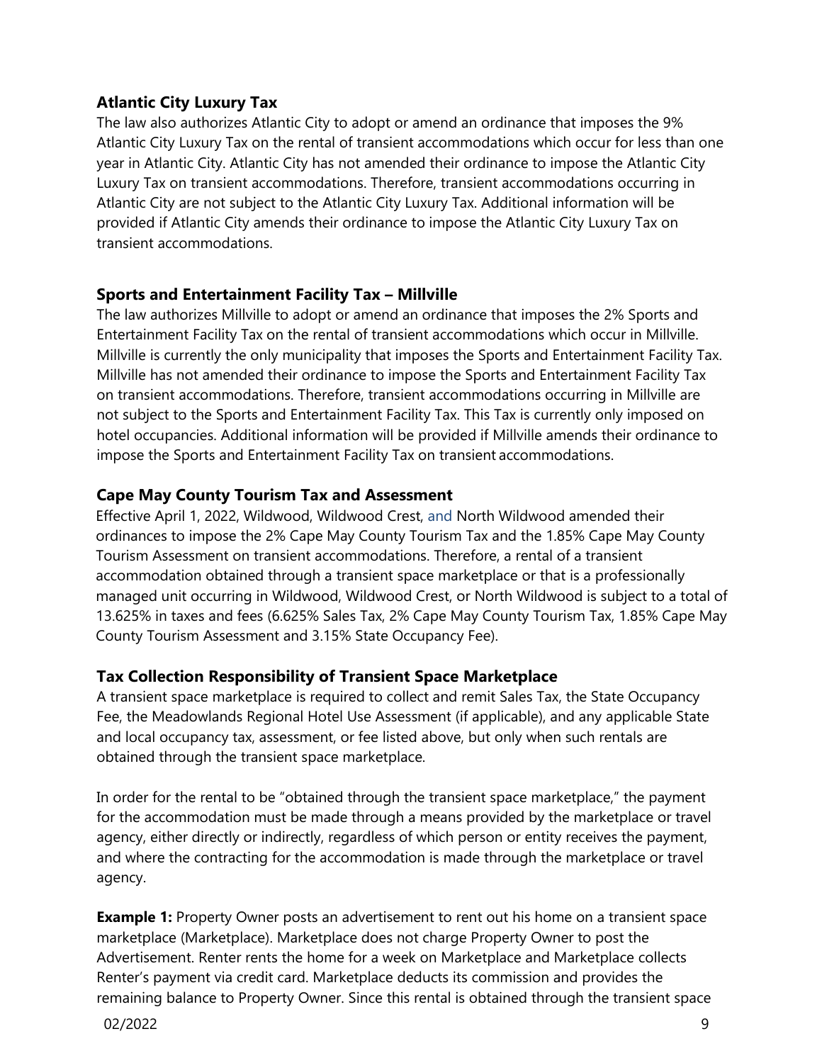### Atlantic City Luxury Tax

The law also authorizes Atlantic City to adopt or amend an ordinance that imposes the 9% Atlantic City Luxury Tax on the rental of transient accommodations which occur for less than one year in Atlantic City. Atlantic City has not amended their ordinance to impose the Atlantic City Luxury Tax on transient accommodations. Therefore, transient accommodations occurring in Atlantic City are not subject to the Atlantic City Luxury Tax. Additional information will be provided if Atlantic City amends their ordinance to impose the Atlantic City Luxury Tax on transient accommodations.

### Sports and Entertainment Facility Tax – Millville

The law authorizes Millville to adopt or amend an ordinance that imposes the 2% Sports and Entertainment Facility Tax on the rental of transient accommodations which occur in Millville. Millville is currently the only municipality that imposes the Sports and Entertainment Facility Tax. Millville has not amended their ordinance to impose the Sports and Entertainment Facility Tax on transient accommodations. Therefore, transient accommodations occurring in Millville are not subject to the Sports and Entertainment Facility Tax. This Tax is currently only imposed on hotel occupancies. Additional information will be provided if Millville amends their ordinance to impose the Sports and Entertainment Facility Tax on transient accommodations.

### Cape May County Tourism Tax and Assessment

Effective April 1, 2022, Wildwood, Wildwood Crest, and North Wildwood amended their ordinances to impose the 2% Cape May County Tourism Tax and the 1.85% Cape May County Tourism Assessment on transient accommodations. Therefore, a rental of a transient accommodation obtained through a transient space marketplace or that is a professionally managed unit occurring in Wildwood, Wildwood Crest, or North Wildwood is subject to a total of 13.625% in taxes and fees (6.625% Sales Tax, 2% Cape May County Tourism Tax, 1.85% Cape May County Tourism Assessment and 3.15% State Occupancy Fee).

### Tax Collection Responsibility of Transient Space Marketplace

A transient space marketplace is required to collect and remit Sales Tax, the State Occupancy Fee, the Meadowlands Regional Hotel Use Assessment (if applicable), and any applicable State and local occupancy tax, assessment, or fee listed above, but only when such rentals are obtained through the transient space marketplace.

In order for the rental to be "obtained through the transient space marketplace," the payment for the accommodation must be made through a means provided by the marketplace or travel agency, either directly or indirectly, regardless of which person or entity receives the payment, and where the contracting for the accommodation is made through the marketplace or travel agency.

**Example 1:** Property Owner posts an advertisement to rent out his home on a transient space marketplace (Marketplace). Marketplace does not charge Property Owner to post the Advertisement. Renter rents the home for a week on Marketplace and Marketplace collects Renter's payment via credit card. Marketplace deducts its commission and provides the remaining balance to Property Owner. Since this rental is obtained through the transient space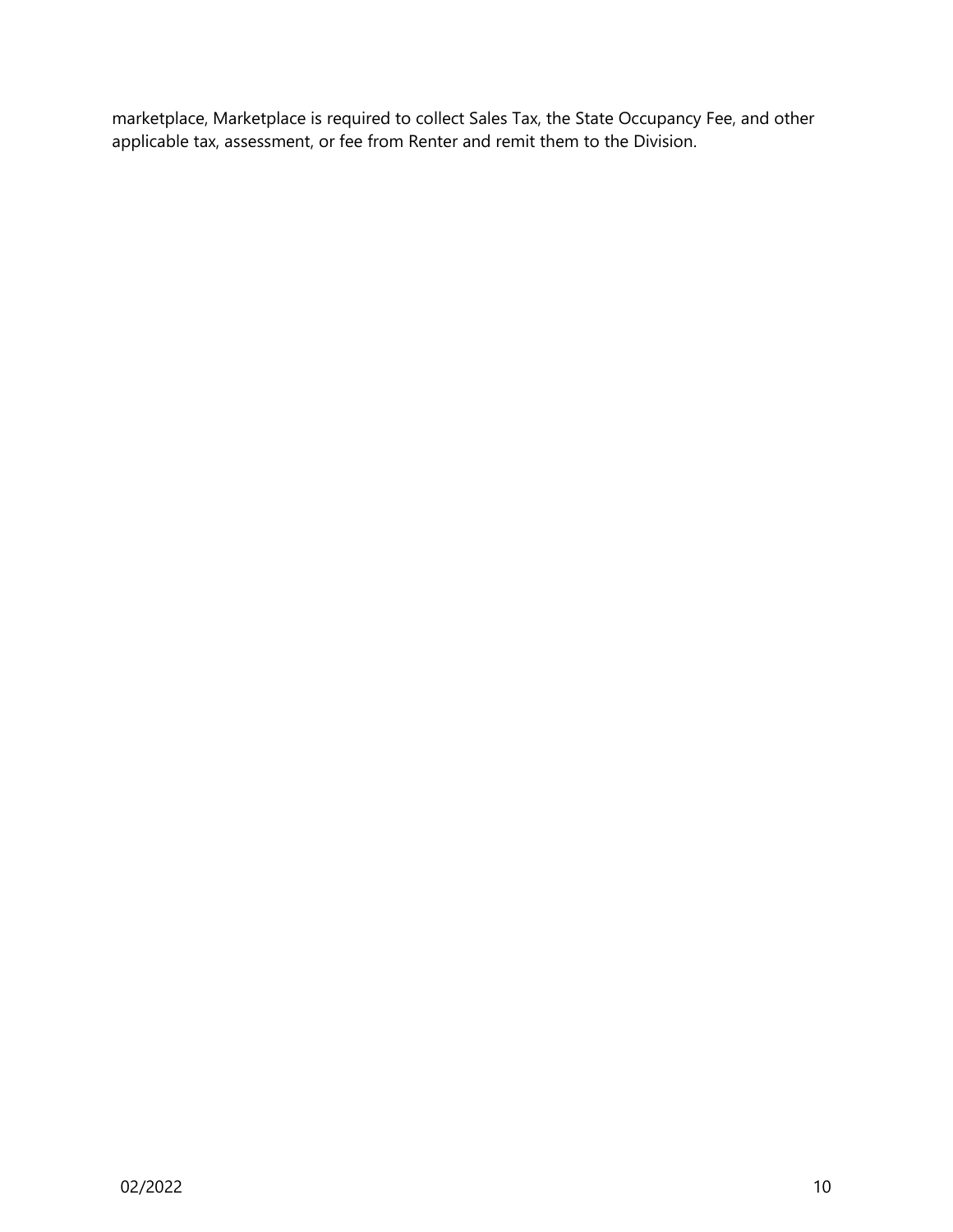marketplace, Marketplace is required to collect Sales Tax, the State Occupancy Fee, and other applicable tax, assessment, or fee from Renter and remit them to the Division.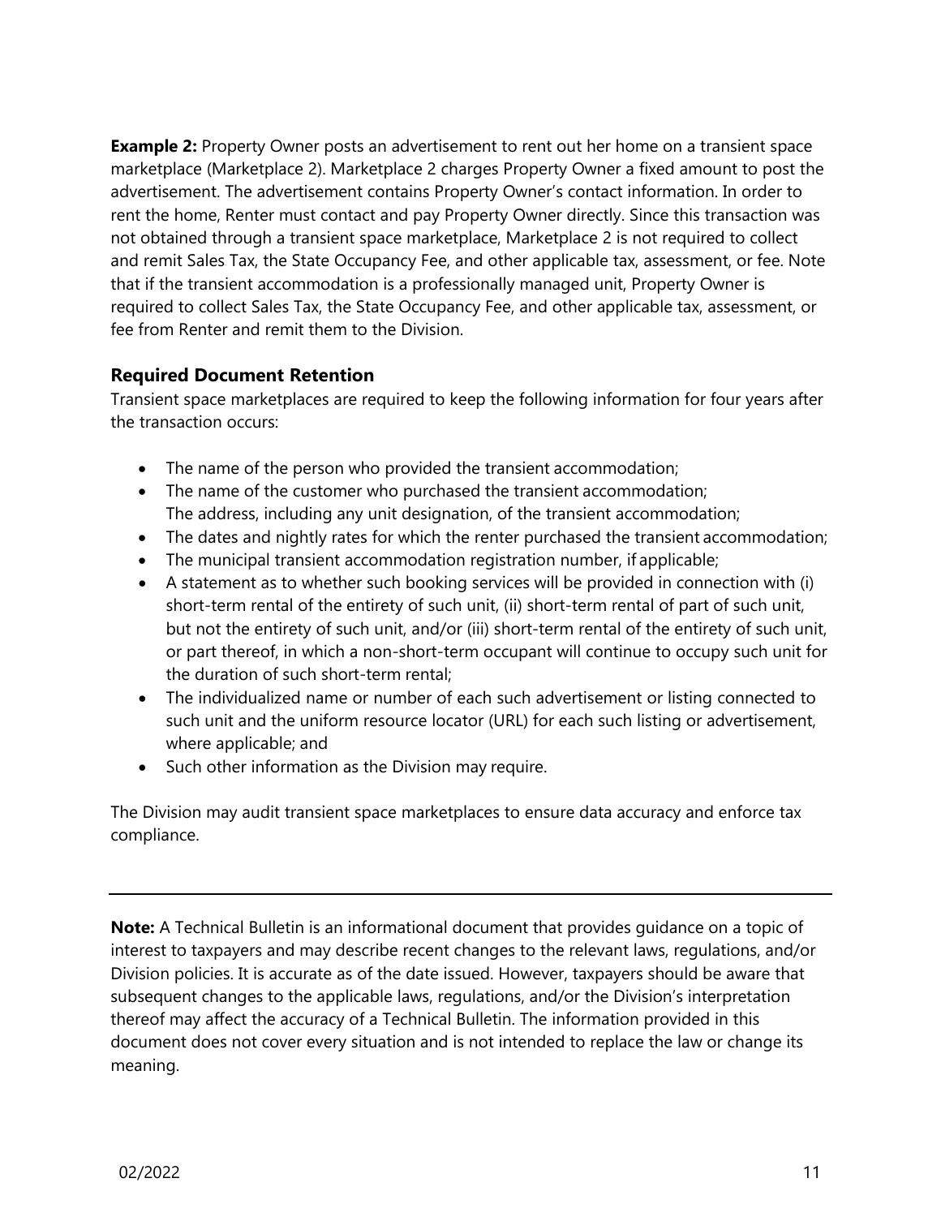**Example 2:** Property Owner posts an advertisement to rent out her home on a transient space marketplace (Marketplace 2). Marketplace 2 charges Property Owner a fixed amount to post the advertisement. The advertisement contains Property Owner's contact information. In order to rent the home, Renter must contact and pay Property Owner directly. Since this transaction was not obtained through a transient space marketplace, Marketplace 2 is not required to collect and remit Sales Tax, the State Occupancy Fee, and other applicable tax, assessment, or fee. Note that if the transient accommodation is a professionally managed unit, Property Owner is required to collect Sales Tax, the State Occupancy Fee, and other applicable tax, assessment, or fee from Renter and remit them to the Division.

### Required Document Retention

Transient space marketplaces are required to keep the following information for four years after the transaction occurs:

- The name of the person who provided the transient accommodation;
- The name of the customer who purchased the transient accommodation;
  The address, including any unit designation, of the transient accommodation;
- The dates and nightly rates for which the renter purchased the transient accommodation;
- The municipal transient accommodation registration number, if applicable;
- A statement as to whether such booking services will be provided in connection with (i) short-term rental of the entirety of such unit, (ii) short-term rental of part of such unit, but not the entirety of such unit, and/or (iii) short-term rental of the entirety of such unit, or part thereof, in which a non-short-term occupant will continue to occupy such unit for the duration of such short-term rental;
- The individualized name or number of each such advertisement or listing connected to such unit and the uniform resource locator (URL) for each such listing or advertisement, where applicable; and
- Such other information as the Division may require.

The Division may audit transient space marketplaces to ensure data accuracy and enforce tax compliance.

---

**Note:** A Technical Bulletin is an informational document that provides guidance on a topic of interest to taxpayers and may describe recent changes to the relevant laws, regulations, and/or Division policies. It is accurate as of the date issued. However, taxpayers should be aware that subsequent changes to the applicable laws, regulations, and/or the Division's interpretation thereof may affect the accuracy of a Technical Bulletin. The information provided in this document does not cover every situation and is not intended to replace the law or change its meaning.